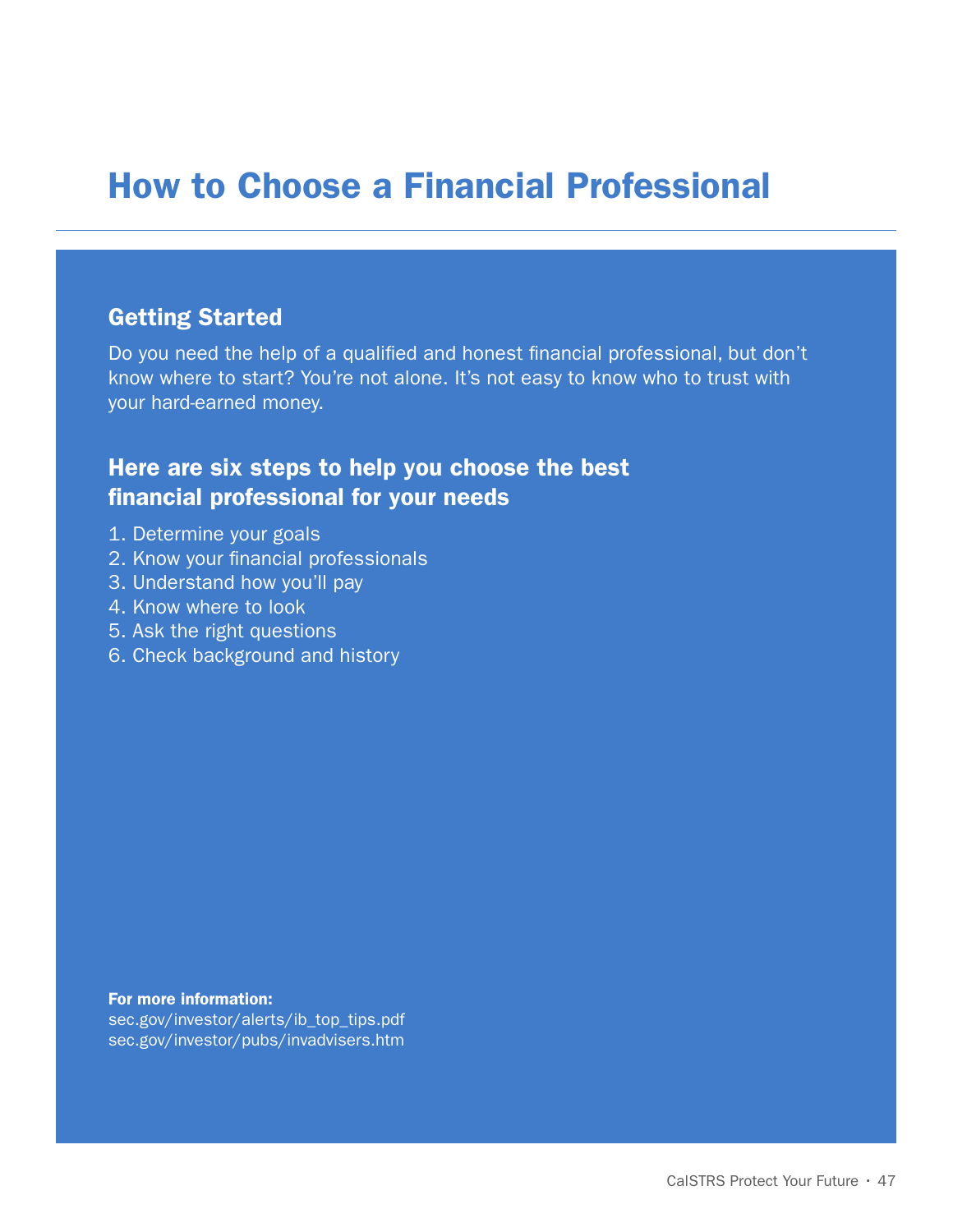# How to Choose a Financial Professional

## Getting Started

Do you need the help of a qualified and honest financial professional, but don't know where to start? You're not alone. It's not easy to know who to trust with your hard-earned money.

### Here are six steps to help you choose the best financial professional for your needs

1. Determine your goals
2. Know your financial professionals
3. Understand how you'll pay
4. Know where to look
5. Ask the right questions
6. Check background and history

**For more information:**
sec.gov/investor/alerts/ib_top_tips.pdf
sec.gov/investor/pubs/invadvisers.htm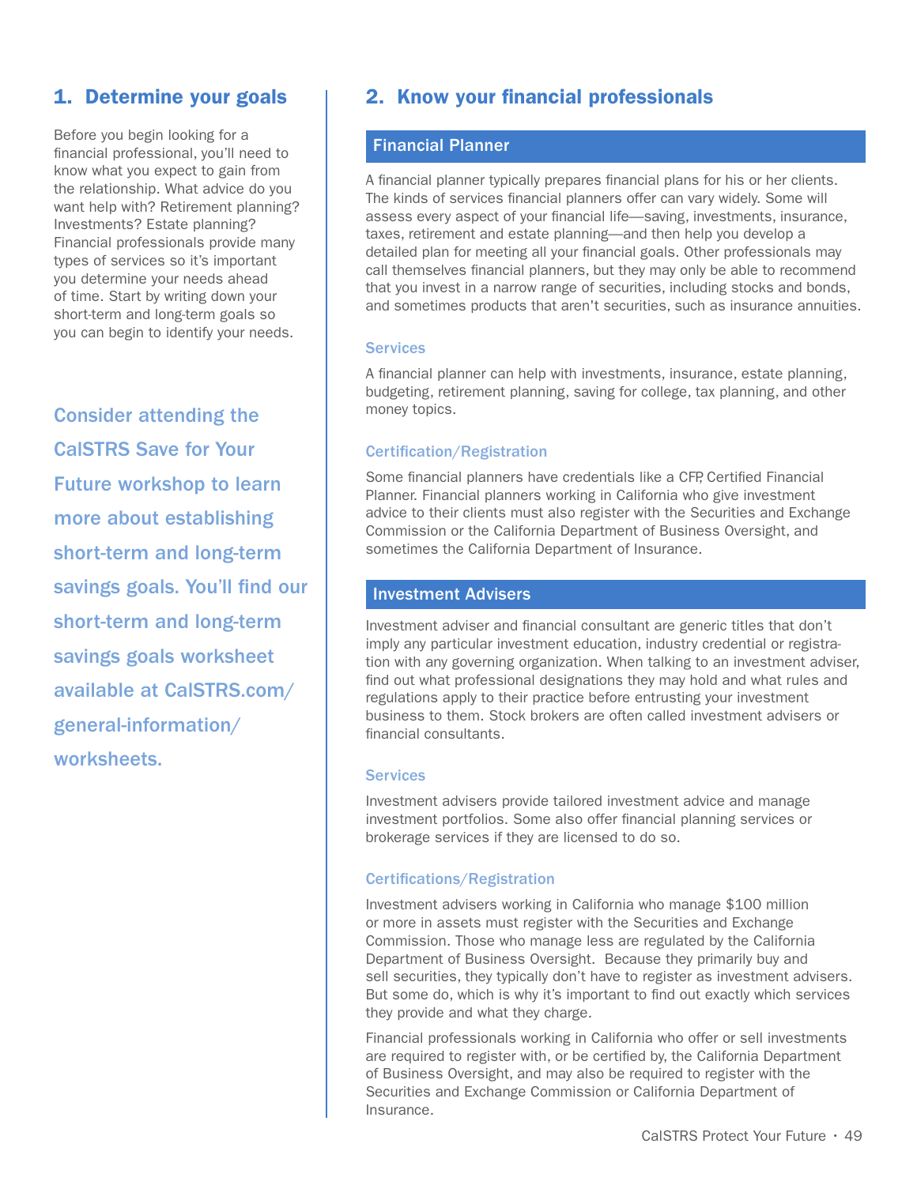## 1. Determine your goals

Before you begin looking for a financial professional, you'll need to know what you expect to gain from the relationship. What advice do you want help with? Retirement planning? Investments? Estate planning? Financial professionals provide many types of services so it's important you determine your needs ahead of time. Start by writing down your short-term and long-term goals so you can begin to identify your needs.

**Consider attending the CalSTRS Save for Your Future workshop to learn more about establishing short-term and long-term savings goals. You'll find our short-term and long-term savings goals worksheet available at CalSTRS.com/general-information/worksheets.**

## 2. Know your financial professionals

### Financial Planner

A financial planner typically prepares financial plans for his or her clients. The kinds of services financial planners offer can vary widely. Some will assess every aspect of your financial life—saving, investments, insurance, taxes, retirement and estate planning—and then help you develop a detailed plan for meeting all your financial goals. Other professionals may call themselves financial planners, but they may only be able to recommend that you invest in a narrow range of securities, including stocks and bonds, and sometimes products that aren't securities, such as insurance annuities.

#### Services

A financial planner can help with investments, insurance, estate planning, budgeting, retirement planning, saving for college, tax planning, and other money topics.

#### Certification/Registration

Some financial planners have credentials like a CFP, Certified Financial Planner. Financial planners working in California who give investment advice to their clients must also register with the Securities and Exchange Commission or the California Department of Business Oversight, and sometimes the California Department of Insurance.

### Investment Advisers

Investment adviser and financial consultant are generic titles that don't imply any particular investment education, industry credential or registration with any governing organization. When talking to an investment adviser, find out what professional designations they may hold and what rules and regulations apply to their practice before entrusting your investment business to them. Stock brokers are often called investment advisers or financial consultants.

#### Services

Investment advisers provide tailored investment advice and manage investment portfolios. Some also offer financial planning services or brokerage services if they are licensed to do so.

#### Certifications/Registration

Investment advisers working in California who manage $100 million or more in assets must register with the Securities and Exchange Commission. Those who manage less are regulated by the California Department of Business Oversight. Because they primarily buy and sell securities, they typically don't have to register as investment advisers. But some do, which is why it's important to find out exactly which services they provide and what they charge.

Financial professionals working in California who offer or sell investments are required to register with, or be certified by, the California Department of Business Oversight, and may also be required to register with the Securities and Exchange Commission or California Department of Insurance.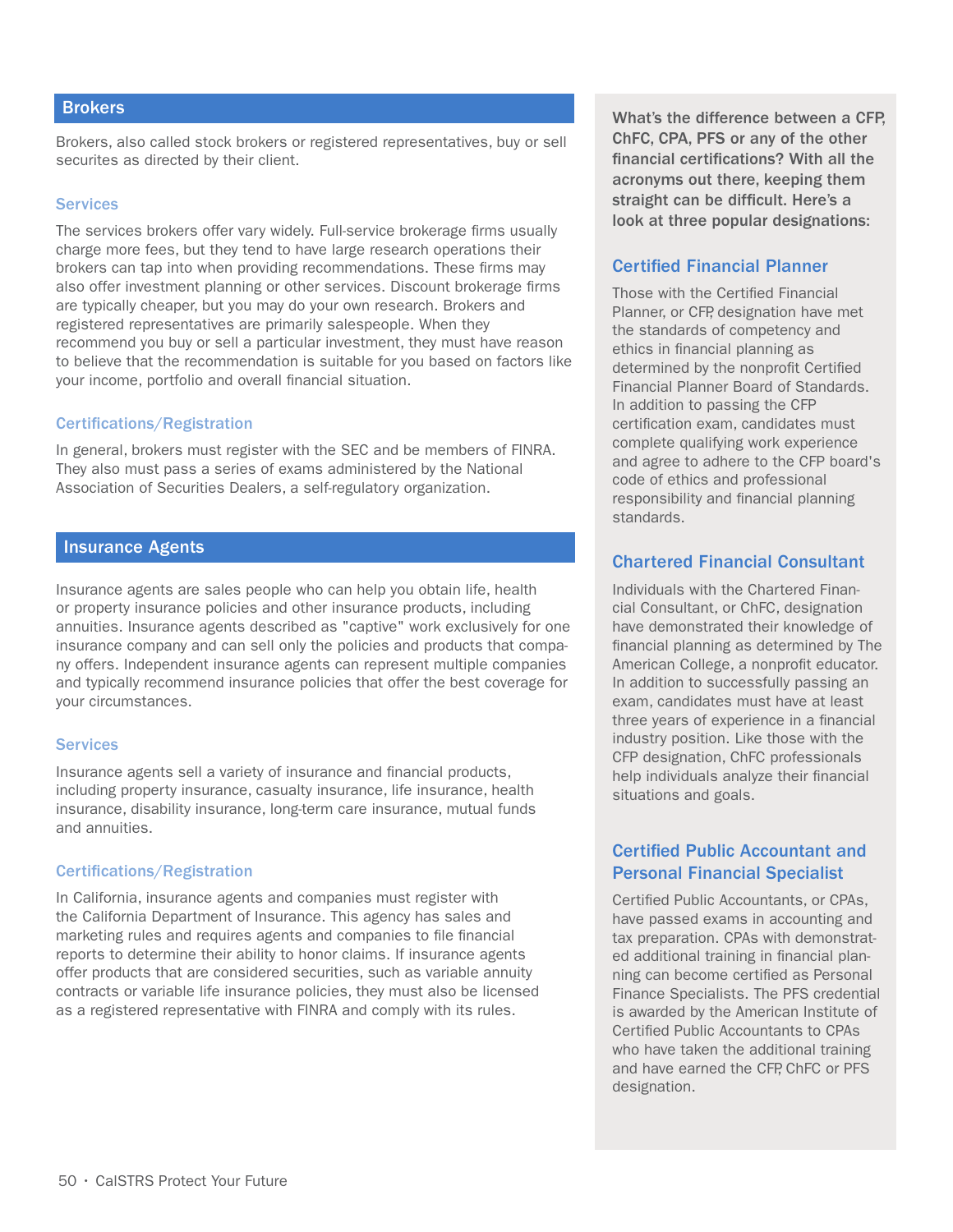## Brokers

Brokers, also called stock brokers or registered representatives, buy or sell securites as directed by their client.

### Services

The services brokers offer vary widely. Full-service brokerage firms usually charge more fees, but they tend to have large research operations their brokers can tap into when providing recommendations. These firms may also offer investment planning or other services. Discount brokerage firms are typically cheaper, but you may do your own research. Brokers and registered representatives are primarily salespeople. When they recommend you buy or sell a particular investment, they must have reason to believe that the recommendation is suitable for you based on factors like your income, portfolio and overall financial situation.

### Certifications/Registration

In general, brokers must register with the SEC and be members of FINRA. They also must pass a series of exams administered by the National Association of Securities Dealers, a self-regulatory organization.

## Insurance Agents

Insurance agents are sales people who can help you obtain life, health or property insurance policies and other insurance products, including annuities. Insurance agents described as "captive" work exclusively for one insurance company and can sell only the policies and products that company offers. Independent insurance agents can represent multiple companies and typically recommend insurance policies that offer the best coverage for your circumstances.

### Services

Insurance agents sell a variety of insurance and financial products, including property insurance, casualty insurance, life insurance, health insurance, disability insurance, long-term care insurance, mutual funds and annuities.

### Certifications/Registration

In California, insurance agents and companies must register with the California Department of Insurance. This agency has sales and marketing rules and requires agents and companies to file financial reports to determine their ability to honor claims. If insurance agents offer products that are considered securities, such as variable annuity contracts or variable life insurance policies, they must also be licensed as a registered representative with FINRA and comply with its rules.

**What's the difference between a CFP, ChFC, CPA, PFS or any of the other financial certifications? With all the acronyms out there, keeping them straight can be difficult. Here's a look at three popular designations:**

### Certified Financial Planner

Those with the Certified Financial Planner, or CFP, designation have met the standards of competency and ethics in financial planning as determined by the nonprofit Certified Financial Planner Board of Standards. In addition to passing the CFP certification exam, candidates must complete qualifying work experience and agree to adhere to the CFP board's code of ethics and professional responsibility and financial planning standards.

### Chartered Financial Consultant

Individuals with the Chartered Financial Consultant, or ChFC, designation have demonstrated their knowledge of financial planning as determined by The American College, a nonprofit educator. In addition to successfully passing an exam, candidates must have at least three years of experience in a financial industry position. Like those with the CFP designation, ChFC professionals help individuals analyze their financial situations and goals.

### Certified Public Accountant and Personal Financial Specialist

Certified Public Accountants, or CPAs, have passed exams in accounting and tax preparation. CPAs with demonstrated additional training in financial planning can become certified as Personal Finance Specialists. The PFS credential is awarded by the American Institute of Certified Public Accountants to CPAs who have taken the additional training and have earned the CFP, ChFC or PFS designation.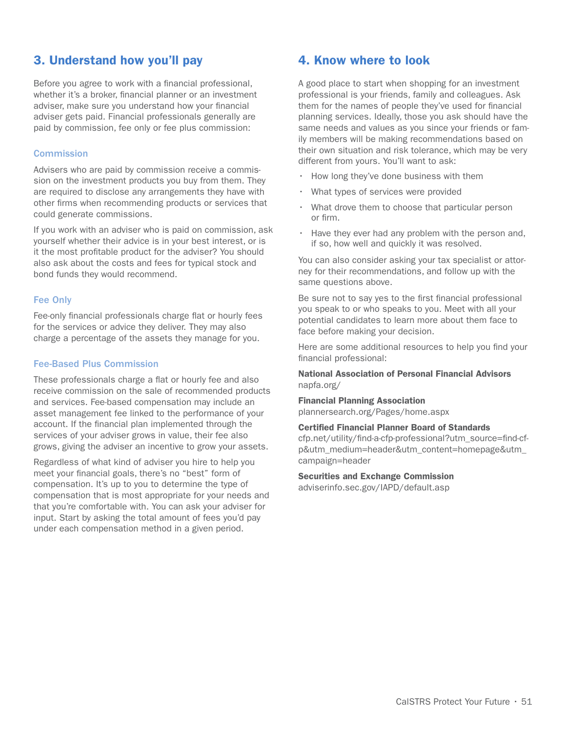## 3. Understand how you'll pay

Before you agree to work with a financial professional, whether it's a broker, financial planner or an investment adviser, make sure you understand how your financial adviser gets paid. Financial professionals generally are paid by commission, fee only or fee plus commission:

### Commission

Advisers who are paid by commission receive a commission on the investment products you buy from them. They are required to disclose any arrangements they have with other firms when recommending products or services that could generate commissions.

If you work with an adviser who is paid on commission, ask yourself whether their advice is in your best interest, or is it the most profitable product for the adviser? You should also ask about the costs and fees for typical stock and bond funds they would recommend.

### Fee Only

Fee-only financial professionals charge flat or hourly fees for the services or advice they deliver. They may also charge a percentage of the assets they manage for you.

### Fee-Based Plus Commission

These professionals charge a flat or hourly fee and also receive commission on the sale of recommended products and services. Fee-based compensation may include an asset management fee linked to the performance of your account. If the financial plan implemented through the services of your adviser grows in value, their fee also grows, giving the adviser an incentive to grow your assets.

Regardless of what kind of adviser you hire to help you meet your financial goals, there's no "best" form of compensation. It's up to you to determine the type of compensation that is most appropriate for your needs and that you're comfortable with. You can ask your adviser for input. Start by asking the total amount of fees you'd pay under each compensation method in a given period.

## 4. Know where to look

A good place to start when shopping for an investment professional is your friends, family and colleagues. Ask them for the names of people they've used for financial planning services. Ideally, those you ask should have the same needs and values as you since your friends or family members will be making recommendations based on their own situation and risk tolerance, which may be very different from yours. You'll want to ask:

- How long they've done business with them
- What types of services were provided
- What drove them to choose that particular person or firm.
- Have they ever had any problem with the person and, if so, how well and quickly it was resolved.

You can also consider asking your tax specialist or attorney for their recommendations, and follow up with the same questions above.

Be sure not to say yes to the first financial professional you speak to or who speaks to you. Meet with all your potential candidates to learn more about them face to face before making your decision.

Here are some additional resources to help you find your financial professional:

**National Association of Personal Financial Advisors**
napfa.org/

**Financial Planning Association**
plannersearch.org/Pages/home.aspx

**Certified Financial Planner Board of Standards**
cfp.net/utility/find-a-cfp-professional?utm_source=find-cfp&utm_medium=header&utm_content=homepage&utm_campaign=header

**Securities and Exchange Commission**
adviserinfo.sec.gov/IAPD/default.asp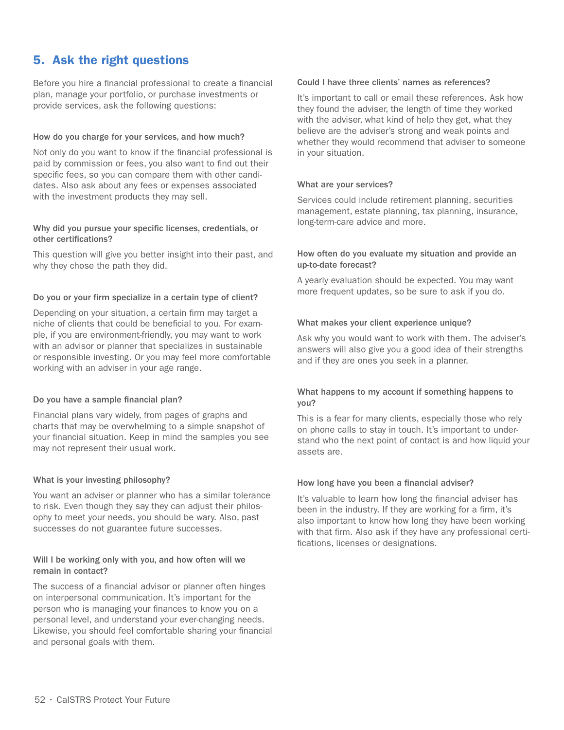## 5. Ask the right questions

Before you hire a financial professional to create a financial plan, manage your portfolio, or purchase investments or provide services, ask the following questions:

### How do you charge for your services, and how much?

Not only do you want to know if the financial professional is paid by commission or fees, you also want to find out their specific fees, so you can compare them with other candidates. Also ask about any fees or expenses associated with the investment products they may sell.

### Why did you pursue your specific licenses, credentials, or other certifications?

This question will give you better insight into their past, and why they chose the path they did.

### Do you or your firm specialize in a certain type of client?

Depending on your situation, a certain firm may target a niche of clients that could be beneficial to you. For example, if you are environment-friendly, you may want to work with an advisor or planner that specializes in sustainable or responsible investing. Or you may feel more comfortable working with an adviser in your age range.

### Do you have a sample financial plan?

Financial plans vary widely, from pages of graphs and charts that may be overwhelming to a simple snapshot of your financial situation. Keep in mind the samples you see may not represent their usual work.

### What is your investing philosophy?

You want an adviser or planner who has a similar tolerance to risk. Even though they say they can adjust their philosophy to meet your needs, you should be wary. Also, past successes do not guarantee future successes.

### Will I be working only with you, and how often will we remain in contact?

The success of a financial advisor or planner often hinges on interpersonal communication. It's important for the person who is managing your finances to know you on a personal level, and understand your ever-changing needs. Likewise, you should feel comfortable sharing your financial and personal goals with them.

### Could I have three clients' names as references?

It's important to call or email these references. Ask how they found the adviser, the length of time they worked with the adviser, what kind of help they get, what they believe are the adviser's strong and weak points and whether they would recommend that adviser to someone in your situation.

### What are your services?

Services could include retirement planning, securities management, estate planning, tax planning, insurance, long-term-care advice and more.

### How often do you evaluate my situation and provide an up-to-date forecast?

A yearly evaluation should be expected. You may want more frequent updates, so be sure to ask if you do.

### What makes your client experience unique?

Ask why you would want to work with them. The adviser's answers will also give you a good idea of their strengths and if they are ones you seek in a planner.

### What happens to my account if something happens to you?

This is a fear for many clients, especially those who rely on phone calls to stay in touch. It's important to understand who the next point of contact is and how liquid your assets are.

### How long have you been a financial adviser?

It's valuable to learn how long the financial adviser has been in the industry. If they are working for a firm, it's also important to know how long they have been working with that firm. Also ask if they have any professional certifications, licenses or designations.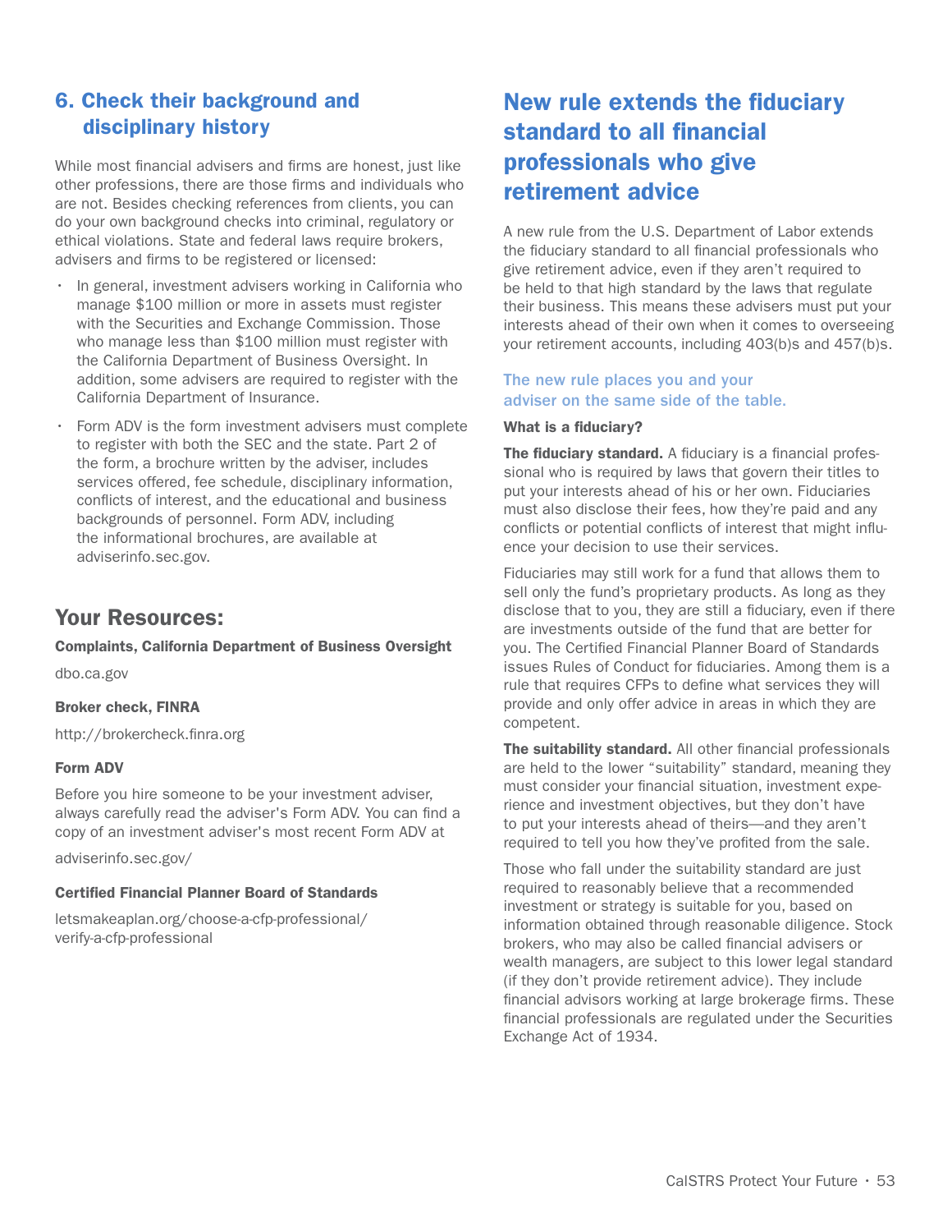## 6. Check their background and disciplinary history

While most financial advisers and firms are honest, just like other professions, there are those firms and individuals who are not. Besides checking references from clients, you can do your own background checks into criminal, regulatory or ethical violations. State and federal laws require brokers, advisers and firms to be registered or licensed:

- In general, investment advisers working in California who manage $100 million or more in assets must register with the Securities and Exchange Commission. Those who manage less than $100 million must register with the California Department of Business Oversight. In addition, some advisers are required to register with the California Department of Insurance.
- Form ADV is the form investment advisers must complete to register with both the SEC and the state. Part 2 of the form, a brochure written by the adviser, includes services offered, fee schedule, disciplinary information, conflicts of interest, and the educational and business backgrounds of personnel. Form ADV, including the informational brochures, are available at adviserinfo.sec.gov.

## Your Resources:

**Complaints, California Department of Business Oversight**

dbo.ca.gov

**Broker check, FINRA**

http://brokercheck.finra.org

**Form ADV**

Before you hire someone to be your investment adviser, always carefully read the adviser's Form ADV. You can find a copy of an investment adviser's most recent Form ADV at

adviserinfo.sec.gov/

**Certified Financial Planner Board of Standards**

letsmakeaplan.org/choose-a-cfp-professional/verify-a-cfp-professional

## New rule extends the fiduciary standard to all financial professionals who give retirement advice

A new rule from the U.S. Department of Labor extends the fiduciary standard to all financial professionals who give retirement advice, even if they aren't required to be held to that high standard by the laws that regulate their business. This means these advisers must put your interests ahead of their own when it comes to overseeing your retirement accounts, including 403(b)s and 457(b)s.

### The new rule places you and your adviser on the same side of the table.

**What is a fiduciary?**

**The fiduciary standard.** A fiduciary is a financial professional who is required by laws that govern their titles to put your interests ahead of his or her own. Fiduciaries must also disclose their fees, how they're paid and any conflicts or potential conflicts of interest that might influence your decision to use their services.

Fiduciaries may still work for a fund that allows them to sell only the fund's proprietary products. As long as they disclose that to you, they are still a fiduciary, even if there are investments outside of the fund that are better for you. The Certified Financial Planner Board of Standards issues Rules of Conduct for fiduciaries. Among them is a rule that requires CFPs to define what services they will provide and only offer advice in areas in which they are competent.

**The suitability standard.** All other financial professionals are held to the lower "suitability" standard, meaning they must consider your financial situation, investment experience and investment objectives, but they don't have to put your interests ahead of theirs—and they aren't required to tell you how they've profited from the sale.

Those who fall under the suitability standard are just required to reasonably believe that a recommended investment or strategy is suitable for you, based on information obtained through reasonable diligence. Stock brokers, who may also be called financial advisers or wealth managers, are subject to this lower legal standard (if they don't provide retirement advice). They include financial advisors working at large brokerage firms. These financial professionals are regulated under the Securities Exchange Act of 1934.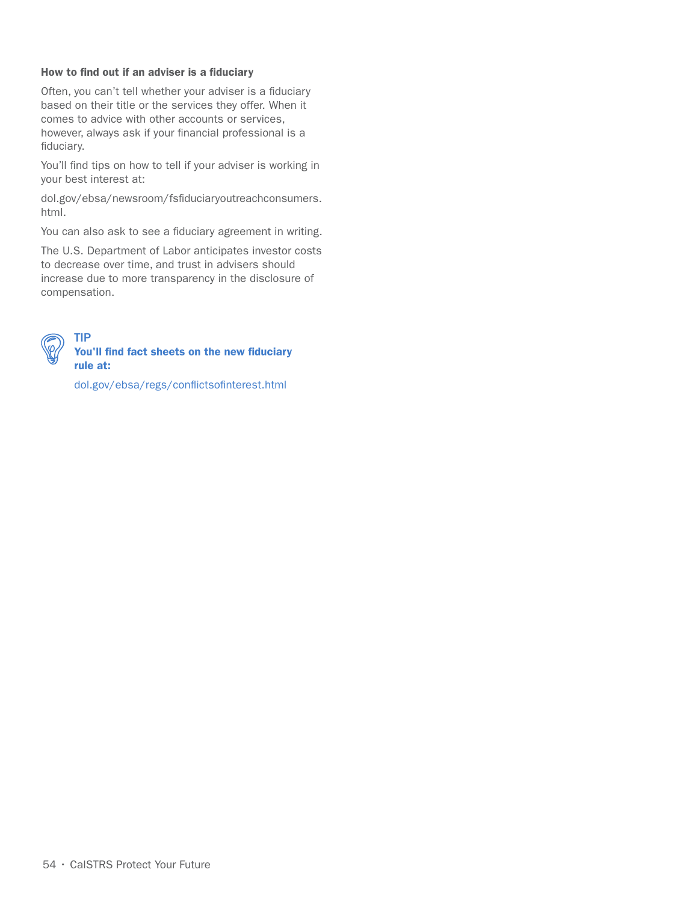### How to find out if an adviser is a fiduciary

Often, you can't tell whether your adviser is a fiduciary based on their title or the services they offer. When it comes to advice with other accounts or services, however, always ask if your financial professional is a fiduciary.

You'll find tips on how to tell if your adviser is working in your best interest at:

dol.gov/ebsa/newsroom/fsfiduciaryoutreachconsumers.html.

You can also ask to see a fiduciary agreement in writing.

The U.S. Department of Labor anticipates investor costs to decrease over time, and trust in advisers should increase due to more transparency in the disclosure of compensation.

TIP
**You'll find fact sheets on the new fiduciary rule at:**

dol.gov/ebsa/regs/conflictsofinterest.html